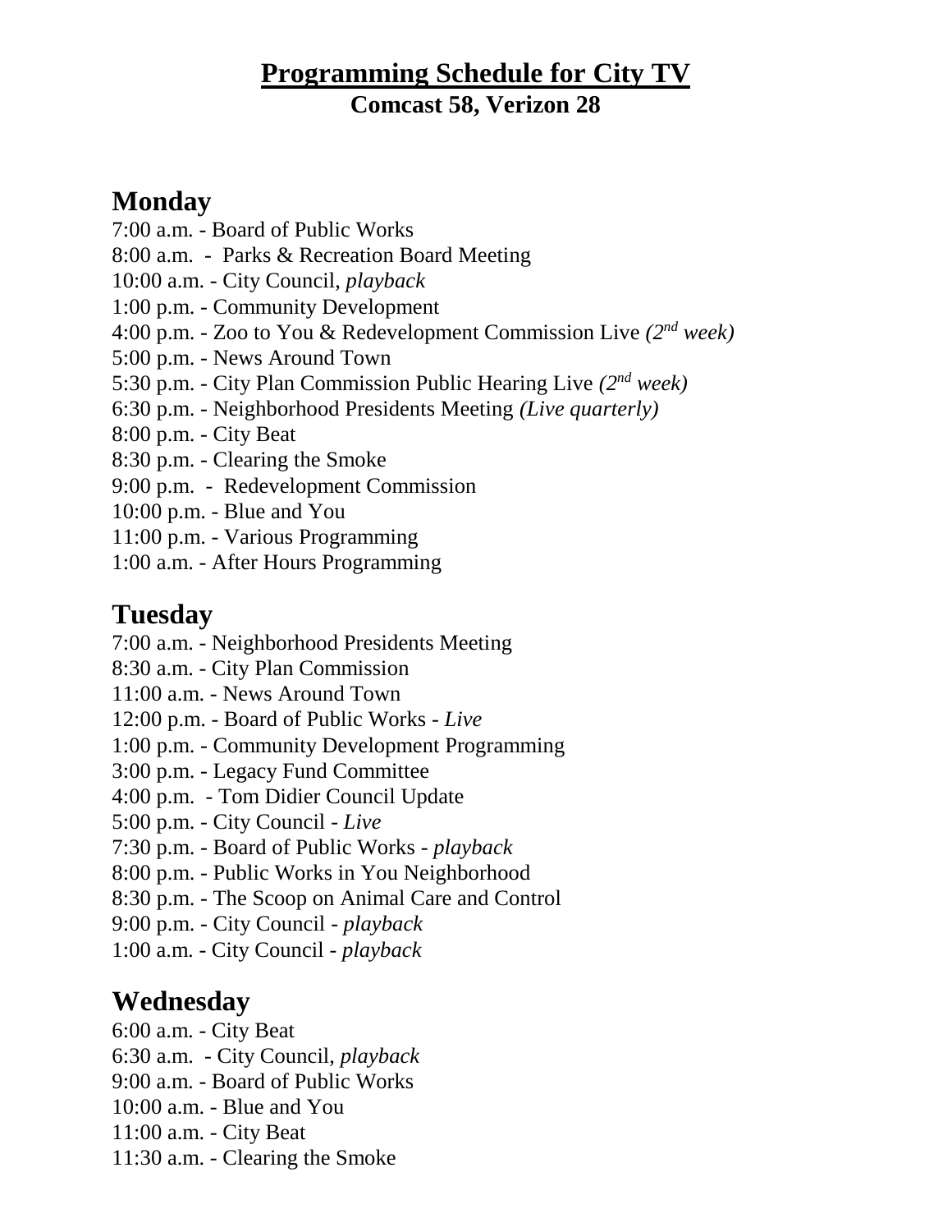# **Programming Schedule for City TV**

**Comcast 58, Verizon 28**

## Monday

7:00 a.m. - Board of Public Works  
8:00 a.m. - Parks & Recreation Board Meeting  
10:00 a.m. - City Council, *playback*  
1:00 p.m. - Community Development  
4:00 p.m. - Zoo to You & Redevelopment Commission Live *(2nd week)*  
5:00 p.m. - News Around Town  
5:30 p.m. - City Plan Commission Public Hearing Live *(2nd week)*  
6:30 p.m. - Neighborhood Presidents Meeting *(Live quarterly)*  
8:00 p.m. - City Beat  
8:30 p.m. - Clearing the Smoke  
9:00 p.m. - Redevelopment Commission  
10:00 p.m. - Blue and You  
11:00 p.m. - Various Programming  
1:00 a.m. - After Hours Programming

## Tuesday

7:00 a.m. - Neighborhood Presidents Meeting  
8:30 a.m. - City Plan Commission  
11:00 a.m. - News Around Town  
12:00 p.m. - Board of Public Works - *Live*  
1:00 p.m. - Community Development Programming  
3:00 p.m. - Legacy Fund Committee  
4:00 p.m. - Tom Didier Council Update  
5:00 p.m. - City Council - *Live*  
7:30 p.m. - Board of Public Works - *playback*  
8:00 p.m. - Public Works in You Neighborhood  
8:30 p.m. - The Scoop on Animal Care and Control  
9:00 p.m. - City Council - *playback*  
1:00 a.m. - City Council - *playback*

## Wednesday

6:00 a.m. - City Beat  
6:30 a.m. - City Council, *playback*  
9:00 a.m. - Board of Public Works  
10:00 a.m. - Blue and You  
11:00 a.m. - City Beat  
11:30 a.m. - Clearing the Smoke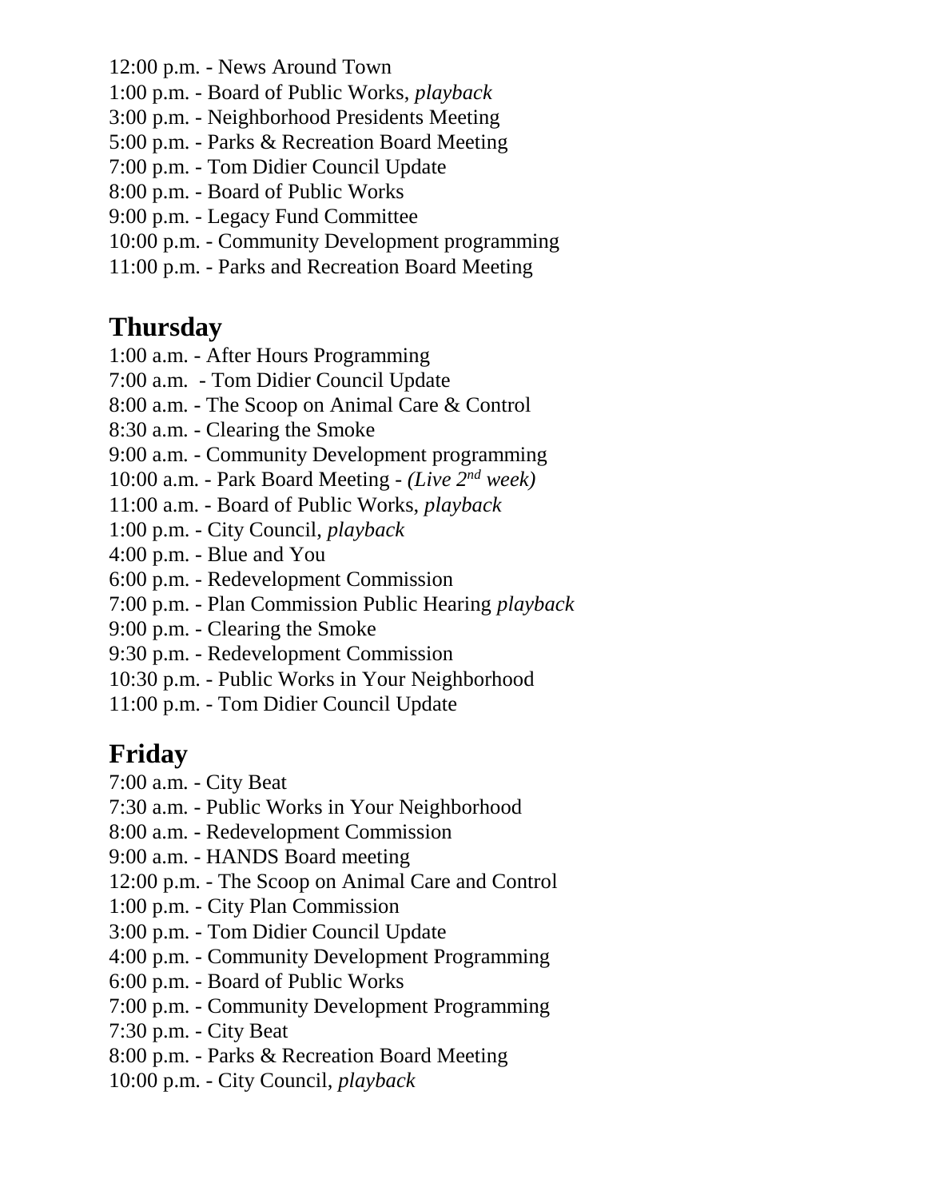12:00 p.m. - News Around Town
1:00 p.m. - Board of Public Works, *playback*
3:00 p.m. - Neighborhood Presidents Meeting
5:00 p.m. - Parks & Recreation Board Meeting
7:00 p.m. - Tom Didier Council Update
8:00 p.m. - Board of Public Works
9:00 p.m. - Legacy Fund Committee
10:00 p.m. - Community Development programming
11:00 p.m. - Parks and Recreation Board Meeting

## Thursday

1:00 a.m. - After Hours Programming
7:00 a.m. - Tom Didier Council Update
8:00 a.m. - The Scoop on Animal Care & Control
8:30 a.m. - Clearing the Smoke
9:00 a.m. - Community Development programming
10:00 a.m. - Park Board Meeting - *(Live 2nd week)*
11:00 a.m. - Board of Public Works, *playback*
1:00 p.m. - City Council, *playback*
4:00 p.m. - Blue and You
6:00 p.m. - Redevelopment Commission
7:00 p.m. - Plan Commission Public Hearing *playback*
9:00 p.m. - Clearing the Smoke
9:30 p.m. - Redevelopment Commission
10:30 p.m. - Public Works in Your Neighborhood
11:00 p.m. - Tom Didier Council Update

## Friday

7:00 a.m. - City Beat
7:30 a.m. - Public Works in Your Neighborhood
8:00 a.m. - Redevelopment Commission
9:00 a.m. - HANDS Board meeting
12:00 p.m. - The Scoop on Animal Care and Control
1:00 p.m. - City Plan Commission
3:00 p.m. - Tom Didier Council Update
4:00 p.m. - Community Development Programming
6:00 p.m. - Board of Public Works
7:00 p.m. - Community Development Programming
7:30 p.m. - City Beat
8:00 p.m. - Parks & Recreation Board Meeting
10:00 p.m. - City Council, *playback*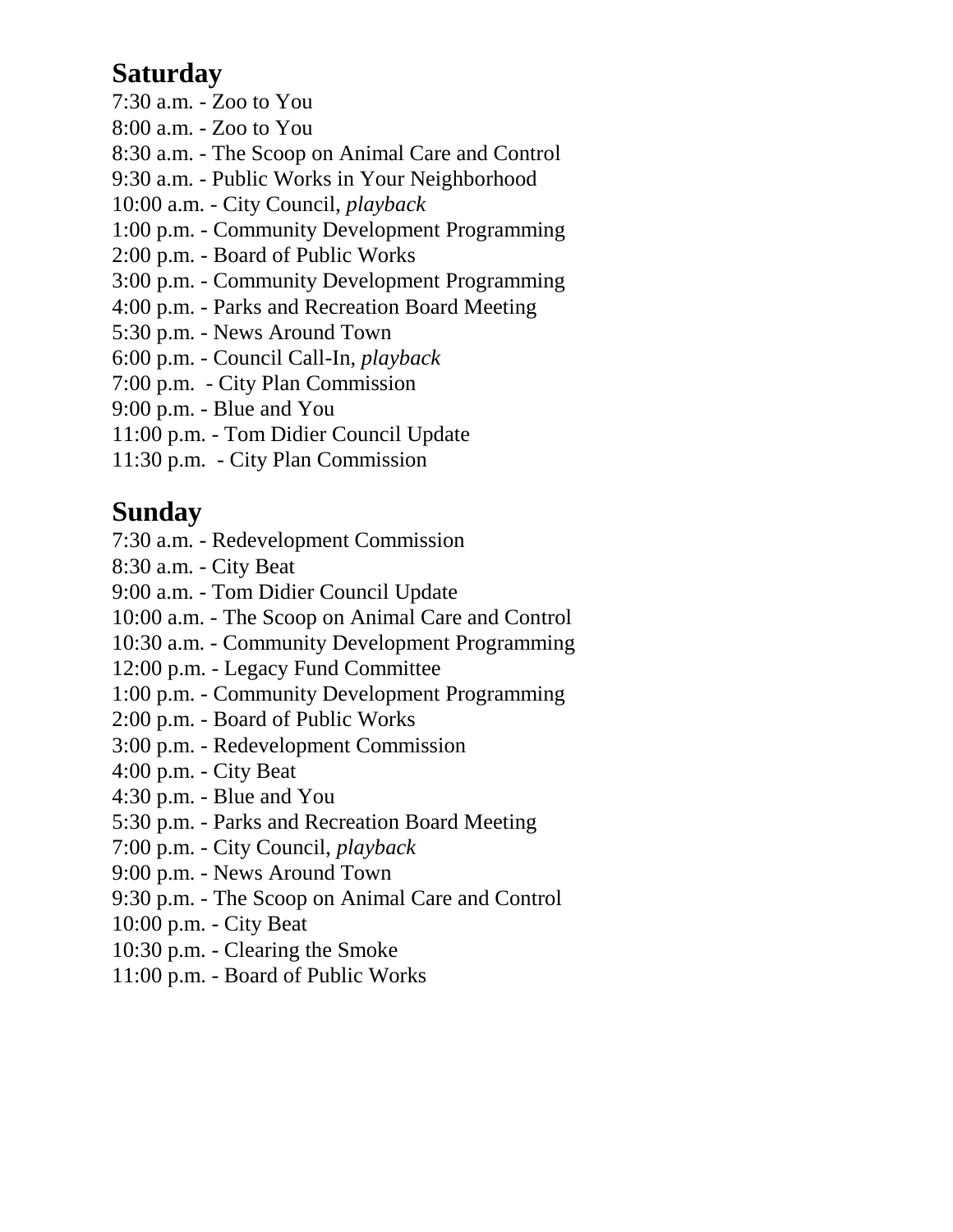## Saturday

7:30 a.m. - Zoo to You
8:00 a.m. - Zoo to You
8:30 a.m. - The Scoop on Animal Care and Control
9:30 a.m. - Public Works in Your Neighborhood
10:00 a.m. - City Council, *playback*
1:00 p.m. - Community Development Programming
2:00 p.m. - Board of Public Works
3:00 p.m. - Community Development Programming
4:00 p.m. - Parks and Recreation Board Meeting
5:30 p.m. - News Around Town
6:00 p.m. - Council Call-In, *playback*
7:00 p.m. - City Plan Commission
9:00 p.m. - Blue and You
11:00 p.m. - Tom Didier Council Update
11:30 p.m. - City Plan Commission

## Sunday

7:30 a.m. - Redevelopment Commission
8:30 a.m. - City Beat
9:00 a.m. - Tom Didier Council Update
10:00 a.m. - The Scoop on Animal Care and Control
10:30 a.m. - Community Development Programming
12:00 p.m. - Legacy Fund Committee
1:00 p.m. - Community Development Programming
2:00 p.m. - Board of Public Works
3:00 p.m. - Redevelopment Commission
4:00 p.m. - City Beat
4:30 p.m. - Blue and You
5:30 p.m. - Parks and Recreation Board Meeting
7:00 p.m. - City Council, *playback*
9:00 p.m. - News Around Town
9:30 p.m. - The Scoop on Animal Care and Control
10:00 p.m. - City Beat
10:30 p.m. - Clearing the Smoke
11:00 p.m. - Board of Public Works